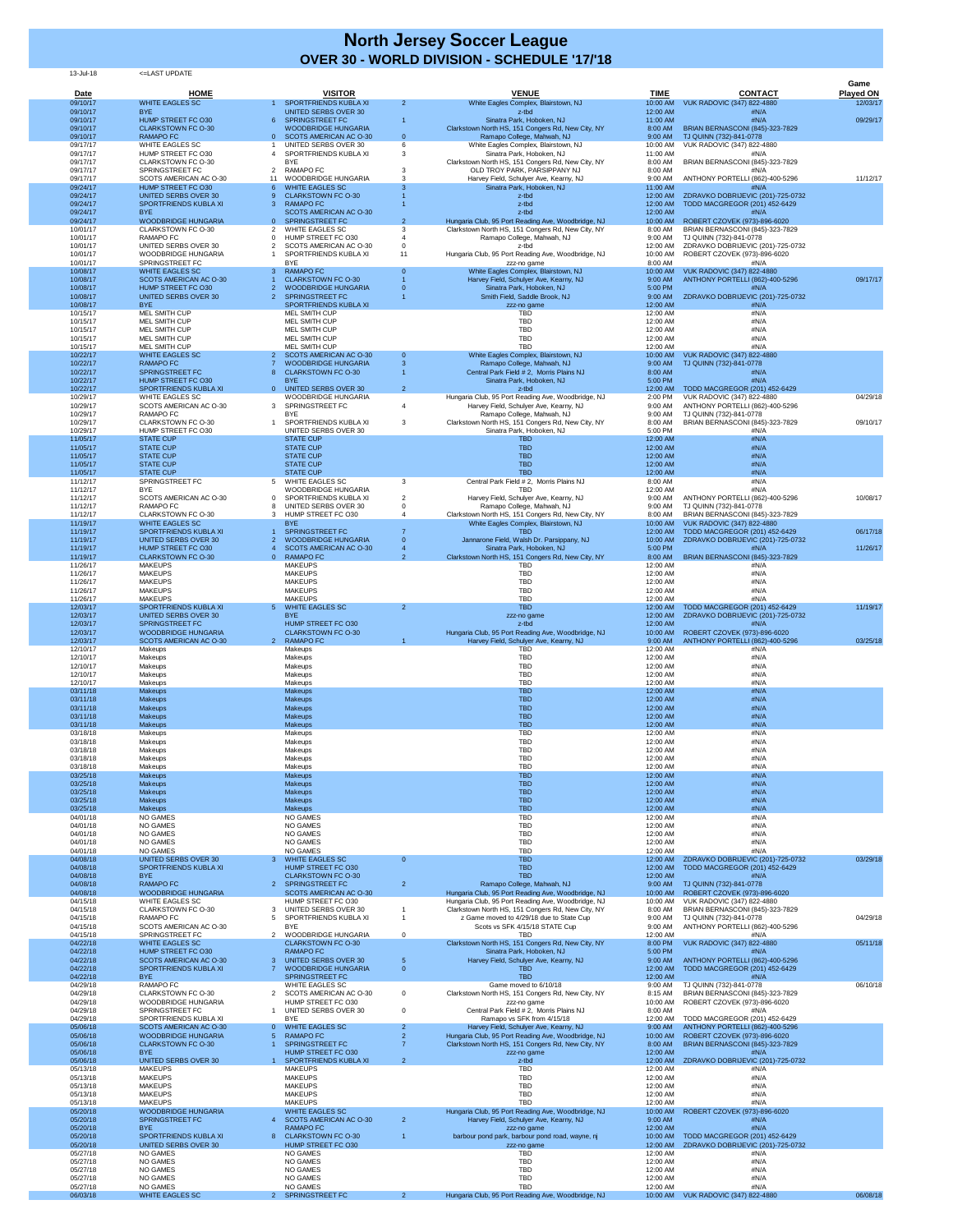# North Jersey Soccer League

## OVER 30 - WORLD DIVISION - SCHEDULE '17/'18

13-Jul-18 <=LAST UPDATE

| Date | HOME | | VISITOR | | VENUE | TIME | CONTACT | Game Played ON |
|---|---|---|---|---|---|---|---|---|
| 09/10/17 | WHITE EAGLES SC | 1 | SPORTFRIENDS KUBLA XI | 2 | White Eagles Complex, Blairstown, NJ | 10:00 AM | VUK RADOVIC (347) 822-4880 | 12/03/17 |
| 09/10/17 | BYE | | UNITED SERBS OVER 30 | | z-tbd | 12:00 AM | #N/A | |
| 09/10/17 | HUMP STREET FC O30 | 6 | SPRINGSTREET FC | 1 | Sinatra Park, Hoboken, NJ | 11:00 AM | #N/A | 09/29/17 |
| 09/10/17 | CLARKSTOWN FC O-30 | | WOODBRIDGE HUNGARIA | | Clarkstown North HS, 151 Congers Rd, New City, NY | 8:00 AM | BRIAN BERNASCONI (845)-323-7829 | |
| 09/10/17 | RAMAPO FC | 0 | SCOTS AMERICAN AC O-30 | 0 | Ramapo College, Mahwah, NJ | 9:00 AM | TJ QUINN (732)-841-0778 | |
| 09/17/17 | WHITE EAGLES SC | 1 | UNITED SERBS OVER 30 | 6 | White Eagles Complex, Blairstown, NJ | 10:00 AM | VUK RADOVIC (347) 822-4880 | |
| 09/17/17 | HUMP STREET FC O30 | 4 | SPORTFRIENDS KUBLA XI | 3 | Sinatra Park, Hoboken, NJ | 11:00 AM | #N/A | |
| 09/17/17 | CLARKSTOWN FC O-30 | | BYE | | Clarkstown North HS, 151 Congers Rd, New City, NY | 8:00 AM | BRIAN BERNASCONI (845)-323-7829 | |
| 09/17/17 | SPRINGSTREET FC | 2 | RAMAPO FC | 3 | OLD TROY PARK, PARSIPPANY NJ | 8:00 AM | #N/A | |
| 09/17/17 | SCOTS AMERICAN AC O-30 | 11 | WOODBRIDGE HUNGARIA | 3 | Harvey Field, Schulyer Ave, Kearny, NJ | 9:00 AM | ANTHONY PORTELLI (862)-400-5296 | 11/12/17 |
| 09/24/17 | HUMP STREET FC O30 | 6 | WHITE EAGLES SC | 3 | Sinatra Park, Hoboken, NJ | 11:00 AM | #N/A | |
| 09/24/17 | UNITED SERBS OVER 30 | 9 | CLARKSTOWN FC O-30 | 1 | z-tbd | 12:00 AM | ZDRAVKO DOBRIJEVIC (201)-725-0732 | |
| 09/24/17 | SPORTFRIENDS KUBLA XI | 3 | RAMAPO FC | 1 | z-tbd | 12:00 AM | TODD MACGREGOR (201) 452-6429 | |
| 09/24/17 | BYE | | SCOTS AMERICAN AC O-30 | | z-tbd | 12:00 AM | #N/A | |
| 09/24/17 | WOODBRIDGE HUNGARIA | 0 | SPRINGSTREET FC | 2 | Hungaria Club, 95 Port Reading Ave, Woodbridge, NJ | 10:00 AM | ROBERT CZOVEK (973)-896-6020 | |
| 10/01/17 | CLARKSTOWN FC O-30 | 2 | WHITE EAGLES SC | 3 | Clarkstown North HS, 151 Congers Rd, New City, NY | 8:00 AM | BRIAN BERNASCONI (845)-323-7829 | |
| 10/01/17 | RAMAPO FC | 0 | HUMP STREET FC O30 | 4 | Ramapo College, Mahwah, NJ | 9:00 AM | TJ QUINN (732)-841-0778 | |
| 10/01/17 | UNITED SERBS OVER 30 | 2 | SCOTS AMERICAN AC O-30 | 0 | z-tbd | 12:00 AM | ZDRAVKO DOBRIJEVIC (201)-725-0732 | |
| 10/01/17 | WOODBRIDGE HUNGARIA | 1 | SPORTFRIENDS KUBLA XI | 11 | Hungaria Club, 95 Port Reading Ave, Woodbridge, NJ | 10:00 AM | ROBERT CZOVEK (973)-896-6020 | |
| 10/01/17 | SPRINGSTREET FC | | BYE | | zzz-no game | 8:00 AM | #N/A | |
| 10/08/17 | WHITE EAGLES SC | 3 | RAMAPO FC | 0 | White Eagles Complex, Blairstown, NJ | 10:00 AM | VUK RADOVIC (347) 822-4880 | |
| 10/08/17 | SCOTS AMERICAN AC O-30 | 1 | CLARKSTOWN FC O-30 | 1 | Harvey Field, Schulyer Ave, Kearny, NJ | 9:00 AM | ANTHONY PORTELLI (862)-400-5296 | 09/17/17 |
| 10/08/17 | HUMP STREET FC O30 | 2 | WOODBRIDGE HUNGARIA | 0 | Sinatra Park, Hoboken, NJ | 5:00 PM | #N/A | |
| 10/08/17 | UNITED SERBS OVER 30 | 2 | SPRINGSTREET FC | 1 | Smith Field, Saddle Brook, NJ | 9:00 AM | ZDRAVKO DOBRIJEVIC (201)-725-0732 | |
| 10/08/17 | BYE | | SPORTFRIENDS KUBLA XI | | zzz-no game | 12:00 AM | #N/A | |
| 10/15/17 | MEL SMITH CUP | | MEL SMITH CUP | | TBD | 12:00 AM | #N/A | |
| 10/15/17 | MEL SMITH CUP | | MEL SMITH CUP | | TBD | 12:00 AM | #N/A | |
| 10/15/17 | MEL SMITH CUP | | MEL SMITH CUP | | TBD | 12:00 AM | #N/A | |
| 10/15/17 | MEL SMITH CUP | | MEL SMITH CUP | | TBD | 12:00 AM | #N/A | |
| 10/15/17 | MEL SMITH CUP | | MEL SMITH CUP | | TBD | 12:00 AM | #N/A | |
| 10/22/17 | WHITE EAGLES SC | 2 | SCOTS AMERICAN AC O-30 | 0 | White Eagles Complex, Blairstown, NJ | 10:00 AM | VUK RADOVIC (347) 822-4880 | |
| 10/22/17 | RAMAPO FC | 7 | WOODBRIDGE HUNGARIA | 3 | Ramapo College, Mahwah, NJ | 9:00 AM | TJ QUINN (732)-841-0778 | |
| 10/22/17 | SPRINGSTREET FC | 8 | CLARKSTOWN FC O-30 | 1 | Central Park Field # 2, Morris Plains NJ | 8:00 AM | #N/A | |
| 10/22/17 | HUMP STREET FC O30 | | BYE | | Sinatra Park, Hoboken, NJ | 5:00 PM | #N/A | |
| 10/22/17 | SPORTFRIENDS KUBLA XI | 0 | UNITED SERBS OVER 30 | 2 | z-tbd | 12:00 AM | TODD MACGREGOR (201) 452-6429 | |
| 10/29/17 | WHITE EAGLES SC | | WOODBRIDGE HUNGARIA | | Hungaria Club, 95 Port Reading Ave, Woodbridge, NJ | 2:00 PM | VUK RADOVIC (347) 822-4880 | 04/29/18 |
| 10/29/17 | SCOTS AMERICAN AC O-30 | 3 | SPRINGSTREET FC | 4 | Harvey Field, Schulyer Ave, Kearny, NJ | 9:00 AM | ANTHONY PORTELLI (862)-400-5296 | |
| 10/29/17 | RAMAPO FC | | BYE | | Ramapo College, Mahwah, NJ | 9:00 AM | TJ QUINN (732)-841-0778 | |
| 10/29/17 | CLARKSTOWN FC O-30 | 1 | SPORTFRIENDS KUBLA XI | 3 | Clarkstown North HS, 151 Congers Rd, New City, NY | 8:00 AM | BRIAN BERNASCONI (845)-323-7829 | 09/10/17 |
| 10/29/17 | HUMP STREET FC O30 | | UNITED SERBS OVER 30 | | Sinatra Park, Hoboken, NJ | 5:00 PM | #N/A | |
| 11/05/17 | STATE CUP | | STATE CUP | | TBD | 12:00 AM | #N/A | |
| 11/05/17 | STATE CUP | | STATE CUP | | TBD | 12:00 AM | #N/A | |
| 11/05/17 | STATE CUP | | STATE CUP | | TBD | 12:00 AM | #N/A | |
| 11/05/17 | STATE CUP | | STATE CUP | | TBD | 12:00 AM | #N/A | |
| 11/05/17 | STATE CUP | | STATE CUP | | TBD | 12:00 AM | #N/A | |
| 11/12/17 | SPRINGSTREET FC | 5 | WHITE EAGLES SC | 3 | Central Park Field # 2, Morris Plains NJ | 8:00 AM | #N/A | |
| 11/12/17 | BYE | | WOODBRIDGE HUNGARIA | | TBD | 12:00 AM | #N/A | |
| 11/12/17 | SCOTS AMERICAN AC O-30 | 0 | SPORTFRIENDS KUBLA XI | 2 | Harvey Field, Schulyer Ave, Kearny, NJ | 9:00 AM | ANTHONY PORTELLI (862)-400-5296 | 10/08/17 |
| 11/12/17 | RAMAPO FC | 8 | UNITED SERBS OVER 30 | 0 | Ramapo College, Mahwah, NJ | 9:00 AM | TJ QUINN (732)-841-0778 | |
| 11/12/17 | CLARKSTOWN FC O-30 | 3 | HUMP STREET FC O30 | 4 | Clarkstown North HS, 151 Congers Rd, New City, NY | 8:00 AM | BRIAN BERNASCONI (845)-323-7829 | |
| 11/19/17 | WHITE EAGLES SC | | BYE | | White Eagles Complex, Blairstown, NJ | 10:00 AM | VUK RADOVIC (347) 822-4880 | |
| 11/19/17 | SPORTFRIENDS KUBLA XI | 1 | SPRINGSTREET FC | 7 | TBD | 12:00 AM | TODD MACGREGOR (201) 452-6429 | 06/17/18 |
| 11/19/17 | UNITED SERBS OVER 30 | 2 | WOODBRIDGE HUNGARIA | 0 | Jannarone Field, Walsh Dr. Parsippany, NJ | 10:00 AM | ZDRAVKO DOBRIJEVIC (201)-725-0732 | |
| 11/19/17 | HUMP STREET FC O30 | 4 | SCOTS AMERICAN AC O-30 | 4 | Sinatra Park, Hoboken, NJ | 5:00 PM | #N/A | 11/26/17 |
| 11/19/17 | CLARKSTOWN FC O-30 | 0 | RAMAPO FC | 2 | Clarkstown North HS, 151 Congers Rd, New City, NY | 8:00 AM | BRIAN BERNASCONI (845)-323-7829 | |
| 11/26/17 | MAKEUPS | | MAKEUPS | | TBD | 12:00 AM | #N/A | |
| 11/26/17 | MAKEUPS | | MAKEUPS | | TBD | 12:00 AM | #N/A | |
| 11/26/17 | MAKEUPS | | MAKEUPS | | TBD | 12:00 AM | #N/A | |
| 11/26/17 | MAKEUPS | | MAKEUPS | | TBD | 12:00 AM | #N/A | |
| 11/26/17 | MAKEUPS | | MAKEUPS | | TBD | 12:00 AM | #N/A | |
| 12/03/17 | SPORTFRIENDS KUBLA XI | 5 | WHITE EAGLES SC | 2 | TBD | 12:00 AM | TODD MACGREGOR (201) 452-6429 | 11/19/17 |
| 12/03/17 | UNITED SERBS OVER 30 | | BYE | | zzz-no game | 12:00 AM | ZDRAVKO DOBRIJEVIC (201)-725-0732 | |
| 12/03/17 | SPRINGSTREET FC | | HUMP STREET FC O30 | | z-tbd | 12:00 AM | #N/A | |
| 12/03/17 | WOODBRIDGE HUNGARIA | | CLARKSTOWN FC O-30 | | Hungaria Club, 95 Port Reading Ave, Woodbridge, NJ | 10:00 AM | ROBERT CZOVEK (973)-896-6020 | |
| 12/03/17 | SCOTS AMERICAN AC O-30 | 2 | RAMAPO FC | 1 | Harvey Field, Schulyer Ave, Kearny, NJ | 9:00 AM | ANTHONY PORTELLI (862)-400-5296 | 03/25/18 |
| 12/10/17 | Makeups | | Makeups | | TBD | 12:00 AM | #N/A | |
| 12/10/17 | Makeups | | Makeups | | TBD | 12:00 AM | #N/A | |
| 12/10/17 | Makeups | | Makeups | | TBD | 12:00 AM | #N/A | |
| 12/10/17 | Makeups | | Makeups | | TBD | 12:00 AM | #N/A | |
| 12/10/17 | Makeups | | Makeups | | TBD | 12:00 AM | #N/A | |
| 03/11/18 | Makeups | | Makeups | | TBD | 12:00 AM | #N/A | |
| 03/11/18 | Makeups | | Makeups | | TBD | 12:00 AM | #N/A | |
| 03/11/18 | Makeups | | Makeups | | TBD | 12:00 AM | #N/A | |
| 03/11/18 | Makeups | | Makeups | | TBD | 12:00 AM | #N/A | |
| 03/11/18 | Makeups | | Makeups | | TBD | 12:00 AM | #N/A | |
| 03/18/18 | Makeups | | Makeups | | TBD | 12:00 AM | #N/A | |
| 03/18/18 | Makeups | | Makeups | | TBD | 12:00 AM | #N/A | |
| 03/18/18 | Makeups | | Makeups | | TBD | 12:00 AM | #N/A | |
| 03/18/18 | Makeups | | Makeups | | TBD | 12:00 AM | #N/A | |
| 03/18/18 | Makeups | | Makeups | | TBD | 12:00 AM | #N/A | |
| 03/25/18 | Makeups | | Makeups | | TBD | 12:00 AM | #N/A | |
| 03/25/18 | Makeups | | Makeups | | TBD | 12:00 AM | #N/A | |
| 03/25/18 | Makeups | | Makeups | | TBD | 12:00 AM | #N/A | |
| 03/25/18 | Makeups | | Makeups | | TBD | 12:00 AM | #N/A | |
| 03/25/18 | Makeups | | Makeups | | TBD | 12:00 AM | #N/A | |
| 04/01/18 | NO GAMES | | NO GAMES | | TBD | 12:00 AM | #N/A | |
| 04/01/18 | NO GAMES | | NO GAMES | | TBD | 12:00 AM | #N/A | |
| 04/01/18 | NO GAMES | | NO GAMES | | TBD | 12:00 AM | #N/A | |
| 04/01/18 | NO GAMES | | NO GAMES | | TBD | 12:00 AM | #N/A | |
| 04/01/18 | NO GAMES | | NO GAMES | | TBD | 12:00 AM | #N/A | |
| 04/08/18 | UNITED SERBS OVER 30 | 3 | WHITE EAGLES SC | 0 | TBD | 12:00 AM | ZDRAVKO DOBRIJEVIC (201)-725-0732 | 03/29/18 |
| 04/08/18 | SPORTFRIENDS KUBLA XI | | HUMP STREET FC O30 | | TBD | 12:00 AM | TODD MACGREGOR (201) 452-6429 | |
| 04/08/18 | BYE | | CLARKSTOWN FC O-30 | | TBD | 12:00 AM | #N/A | |
| 04/08/18 | RAMAPO FC | 2 | SPRINGSTREET FC | 2 | Ramapo College, Mahwah, NJ | 9:00 AM | TJ QUINN (732)-841-0778 | |
| 04/08/18 | WOODBRIDGE HUNGARIA | | SCOTS AMERICAN AC O-30 | | Hungaria Club, 95 Port Reading Ave, Woodbridge, NJ | 10:00 AM | ROBERT CZOVEK (973)-896-6020 | |
| 04/15/18 | WHITE EAGLES SC | | HUMP STREET FC O30 | | Hungaria Club, 95 Port Reading Ave, Woodbridge, NJ | 10:00 AM | VUK RADOVIC (347) 822-4880 | |
| 04/15/18 | CLARKSTOWN FC O-30 | 3 | UNITED SERBS OVER 30 | 1 | Clarkstown North HS, 151 Congers Rd, New City, NY | 8:00 AM | BRIAN BERNASCONI (845)-323-7829 | |
| 04/15/18 | RAMAPO FC | 5 | SPORTFRIENDS KUBLA XI | 1 | z Game moved to 4/29/18 due to State Cup | 9:00 AM | TJ QUINN (732)-841-0778 | 04/29/18 |
| 04/15/18 | SCOTS AMERICAN AC O-30 | | BYE | | Scots vs SFK 4/15/18 STATE Cup | 9:00 AM | ANTHONY PORTELLI (862)-400-5296 | |
| 04/15/18 | SPRINGSTREET FC | 2 | WOODBRIDGE HUNGARIA | 0 | TBD | 12:00 AM | #N/A | |
| 04/22/18 | WHITE EAGLES SC | | CLARKSTOWN FC O-30 | | Clarkstown North HS, 151 Congers Rd, New City, NY | 8:00 PM | VUK RADOVIC (347) 822-4880 | 05/11/18 |
| 04/22/18 | HUMP STREET FC O30 | | RAMAPO FC | | Sinatra Park, Hoboken, NJ | 5:00 PM | #N/A | |
| 04/22/18 | SCOTS AMERICAN AC O-30 | 3 | UNITED SERBS OVER 30 | 5 | Harvey Field, Schulyer Ave, Kearny, NJ | 9:00 AM | ANTHONY PORTELLI (862)-400-5296 | |
| 04/22/18 | SPORTFRIENDS KUBLA XI | 7 | WOODBRIDGE HUNGARIA | 0 | TBD | 12:00 AM | TODD MACGREGOR (201) 452-6429 | |
| 04/22/18 | BYE | | SPRINGSTREET FC | | TBD | 12:00 AM | #N/A | |
| 04/29/18 | RAMAPO FC | | WHITE EAGLES SC | | Game moved to 6/10/18 | 9:00 AM | TJ QUINN (732)-841-0778 | 06/10/18 |
| 04/29/18 | CLARKSTOWN FC O-30 | 2 | SCOTS AMERICAN AC O-30 | 0 | Clarkstown North HS, 151 Congers Rd, New City, NY | 8:15 AM | BRIAN BERNASCONI (845)-323-7829 | |
| 04/29/18 | WOODBRIDGE HUNGARIA | | HUMP STREET FC O30 | | zzz-no game | 10:00 AM | ROBERT CZOVEK (973)-896-6020 | |
| 04/29/18 | SPRINGSTREET FC | 1 | UNITED SERBS OVER 30 | 0 | Central Park Field # 2, Morris Plains NJ | 8:00 AM | #N/A | |
| 04/29/18 | SPORTFRIENDS KUBLA XI | | BYE | | Ramapo vs SFK from 4/15/18 | 12:00 AM | TODD MACGREGOR (201) 452-6429 | |
| 05/06/18 | SCOTS AMERICAN AC O-30 | 0 | WHITE EAGLES SC | 2 | Harvey Field, Schulyer Ave, Kearny, NJ | 9:00 AM | ANTHONY PORTELLI (862)-400-5296 | |
| 05/06/18 | WOODBRIDGE HUNGARIA | 5 | RAMAPO FC | 2 | Hungaria Club, 95 Port Reading Ave, Woodbridge, NJ | 10:00 AM | ROBERT CZOVEK (973)-896-6020 | |
| 05/06/18 | CLARKSTOWN FC O-30 | 1 | SPRINGSTREET FC | 7 | Clarkstown North HS, 151 Congers Rd, New City, NY | 8:00 AM | BRIAN BERNASCONI (845)-323-7829 | |
| 05/06/18 | BYE | | HUMP STREET FC O30 | | zzz-no game | 12:00 AM | #N/A | |
| 05/06/18 | UNITED SERBS OVER 30 | 1 | SPORTFRIENDS KUBLA XI | 2 | z-tbd | 12:00 AM | ZDRAVKO DOBRIJEVIC (201)-725-0732 | |
| 05/13/18 | MAKEUPS | | MAKEUPS | | TBD | 12:00 AM | #N/A | |
| 05/13/18 | MAKEUPS | | MAKEUPS | | TBD | 12:00 AM | #N/A | |
| 05/13/18 | MAKEUPS | | MAKEUPS | | TBD | 12:00 AM | #N/A | |
| 05/13/18 | MAKEUPS | | MAKEUPS | | TBD | 12:00 AM | #N/A | |
| 05/13/18 | MAKEUPS | | MAKEUPS | | TBD | 12:00 AM | #N/A | |
| 05/20/18 | WOODBRIDGE HUNGARIA | | WHITE EAGLES SC | | Hungaria Club, 95 Port Reading Ave, Woodbridge, NJ | 10:00 AM | ROBERT CZOVEK (973)-896-6020 | |
| 05/20/18 | SPRINGSTREET FC | 4 | SCOTS AMERICAN AC O-30 | 2 | Harvey Field, Schulyer Ave, Kearny, NJ | 9:00 AM | #N/A | |
| 05/20/18 | BYE | | RAMAPO FC | | zzz-no game | 12:00 AM | #N/A | |
| 05/20/18 | SPORTFRIENDS KUBLA XI | 8 | CLARKSTOWN FC O-30 | 1 | barbour pond park, barbour pond road, wayne, nj | 10:00 AM | TODD MACGREGOR (201) 452-6429 | |
| 05/20/18 | UNITED SERBS OVER 30 | | HUMP STREET FC O30 | | zzz-no game | 12:00 AM | ZDRAVKO DOBRIJEVIC (201)-725-0732 | |
| 05/27/18 | NO GAMES | | NO GAMES | | TBD | 12:00 AM | #N/A | |
| 05/27/18 | NO GAMES | | NO GAMES | | TBD | 12:00 AM | #N/A | |
| 05/27/18 | NO GAMES | | NO GAMES | | TBD | 12:00 AM | #N/A | |
| 05/27/18 | NO GAMES | | NO GAMES | | TBD | 12:00 AM | #N/A | |
| 05/27/18 | NO GAMES | | NO GAMES | | TBD | 12:00 AM | #N/A | |
| 06/03/18 | WHITE EAGLES SC | 2 | SPRINGSTREET FC | 2 | Hungaria Club, 95 Port Reading Ave, Woodbridge, NJ | 10:00 AM | VUK RADOVIC (347) 822-4880 | 06/08/18 |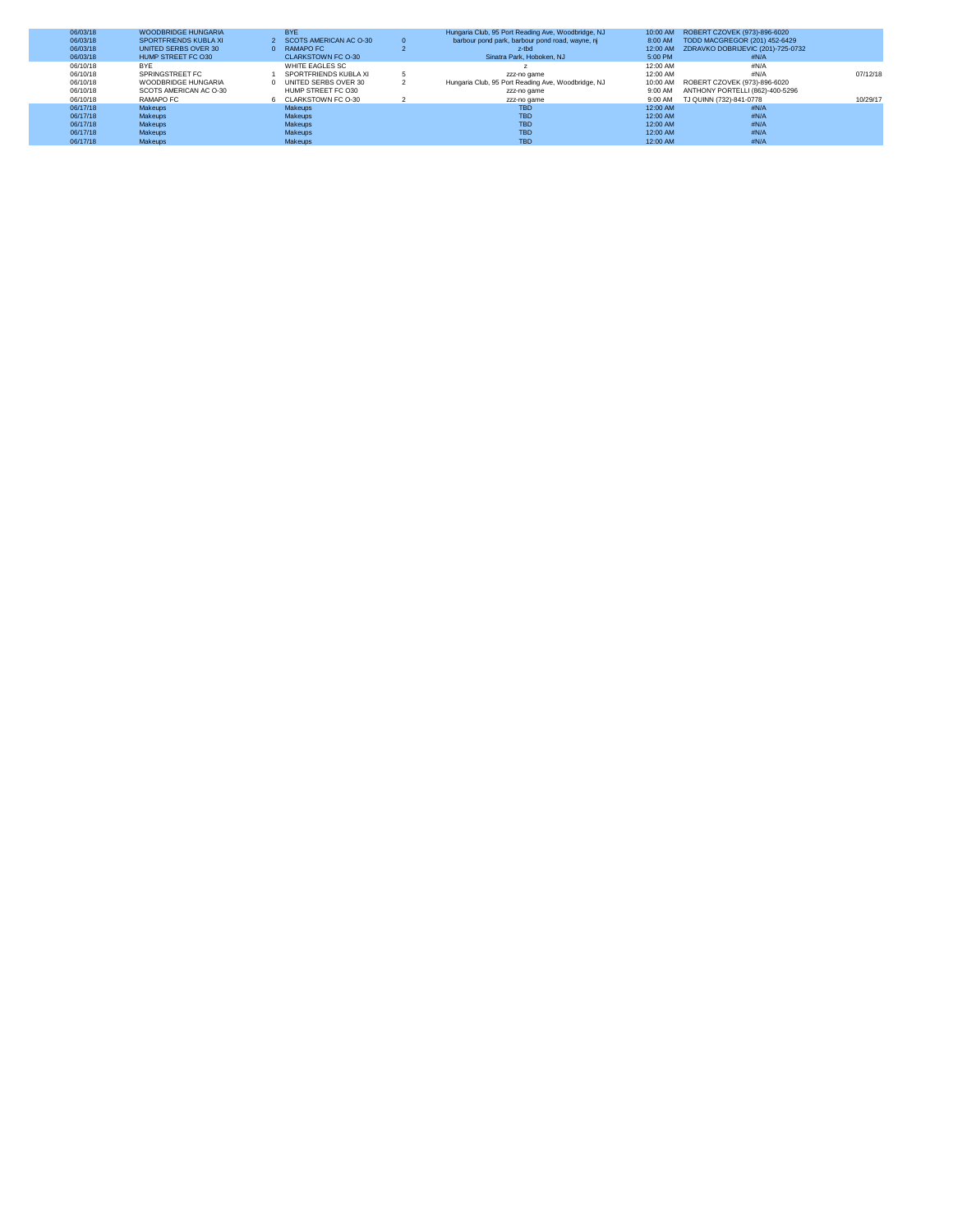| | | | | | | | | |
|---|---|---|---|---|---|---|---|---|
| 06/03/18 | WOODBRIDGE HUNGARIA | | BYE | | Hungaria Club, 95 Port Reading Ave, Woodbridge, NJ | 10:00 AM | ROBERT CZOVEK (973)-896-6020 | |
| 06/03/18 | SPORTFRIENDS KUBLA XI | 2 | SCOTS AMERICAN AC O-30 | 0 | barbour pond park, barbour pond road, wayne, nj | 8:00 AM | TODD MACGREGOR (201) 452-6429 | |
| 06/03/18 | UNITED SERBS OVER 30 | 0 | RAMAPO FC | 2 | z-tbd | 12:00 AM | ZDRAVKO DOBRIJEVIC (201)-725-0732 | |
| 06/03/18 | HUMP STREET FC O30 | | CLARKSTOWN FC O-30 | | Sinatra Park, Hoboken, NJ | 5:00 PM | #N/A | |
| 06/10/18 | BYE | | WHITE EAGLES SC | | z | 12:00 AM | #N/A | |
| 06/10/18 | SPRINGSTREET FC | 1 | SPORTFRIENDS KUBLA XI | 5 | zzz-no game | 12:00 AM | #N/A | 07/12/18 |
| 06/10/18 | WOODBRIDGE HUNGARIA | 0 | UNITED SERBS OVER 30 | 2 | Hungaria Club, 95 Port Reading Ave, Woodbridge, NJ | 10:00 AM | ROBERT CZOVEK (973)-896-6020 | |
| 06/10/18 | SCOTS AMERICAN AC O-30 | | HUMP STREET FC O30 | | zzz-no game | 9:00 AM | ANTHONY PORTELLI (862)-400-5296 | |
| 06/10/18 | RAMAPO FC | 6 | CLARKSTOWN FC O-30 | 2 | zzz-no game | 9:00 AM | TJ QUINN (732)-841-0778 | 10/29/17 |
| 06/17/18 | Makeups | | Makeups | | TBD | 12:00 AM | #N/A | |
| 06/17/18 | Makeups | | Makeups | | TBD | 12:00 AM | #N/A | |
| 06/17/18 | Makeups | | Makeups | | TBD | 12:00 AM | #N/A | |
| 06/17/18 | Makeups | | Makeups | | TBD | 12:00 AM | #N/A | |
| 06/17/18 | Makeups | | Makeups | | TBD | 12:00 AM | #N/A | |